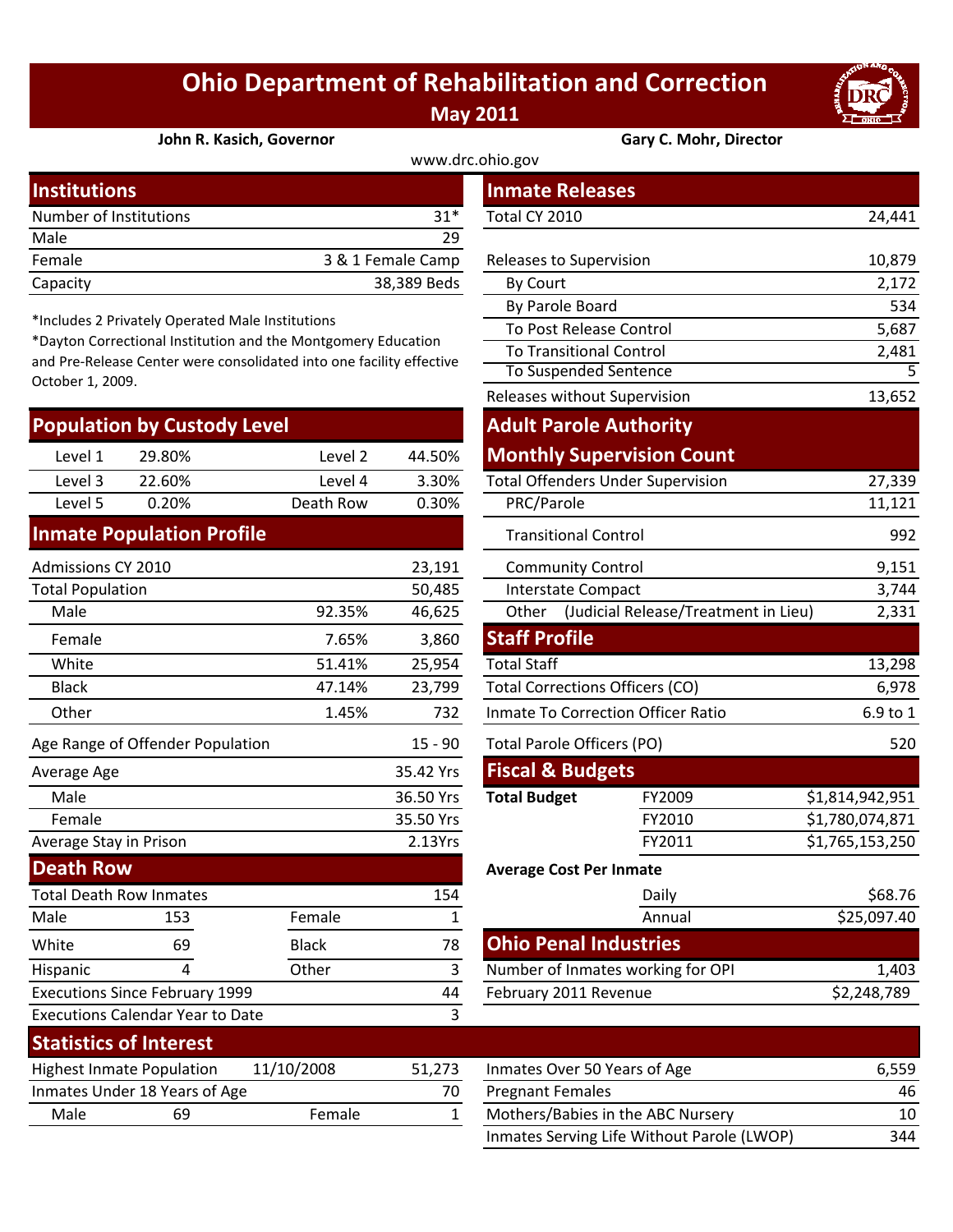# Ohio Department of Rehabilitation and Correction

**May 2011**

**John R. Kasich, Governor** | **Gary C. Mohr, Director**

www.drc.ohio.gov

## Institutions

| Item | Value |
|---|---|
| Number of Institutions | 31* |
| Male | 29 |
| Female | 3 & 1 Female Camp |
| Capacity | 38,389 Beds |

*Includes 2 Privately Operated Male Institutions

*Dayton Correctional Institution and the Montgomery Education and Pre-Release Center were consolidated into one facility effective October 1, 2009.

## Population by Custody Level

| Level | % | Level | % |
|---|---|---|---|
| Level 1 | 29.80% | Level 2 | 44.50% |
| Level 3 | 22.60% | Level 4 | 3.30% |
| Level 5 | 0.20% | Death Row | 0.30% |

## Inmate Population Profile

| Item | % | Value |
|---|---|---|
| Admissions CY 2010 | | 23,191 |
| Total Population | | 50,485 |
| Male | 92.35% | 46,625 |
| Female | 7.65% | 3,860 |
| White | 51.41% | 25,954 |
| Black | 47.14% | 23,799 |
| Other | 1.45% | 732 |
| Age Range of Offender Population | | 15 - 90 |
| Average Age | | 35.42 Yrs |
| Male | | 36.50 Yrs |
| Female | | 35.50 Yrs |
| Average Stay in Prison | | 2.13Yrs |

## Death Row

| Item | | | |
|---|---|---|---|
| Total Death Row Inmates | | | 154 |
| Male | 153 | Female | 1 |
| White | 69 | Black | 78 |
| Hispanic | 4 | Other | 3 |
| Executions Since February 1999 | | | 44 |
| Executions Calendar Year to Date | | | 3 |

## Inmate Releases

| Item | Value |
|---|---|
| Total CY 2010 | 24,441 |
| Releases to Supervision | 10,879 |
| By Court | 2,172 |
| By Parole Board | 534 |
| To Post Release Control | 5,687 |
| To Transitional Control | 2,481 |
| To Suspended Sentence | 5 |
| Releases without Supervision | 13,652 |

## Adult Parole Authority

## Monthly Supervision Count

| Item | Value |
|---|---|
| Total Offenders Under Supervision | 27,339 |
| PRC/Parole | 11,121 |
| Transitional Control | 992 |
| Community Control | 9,151 |
| Interstate Compact | 3,744 |
| Other (Judicial Release/Treatment in Lieu) | 2,331 |

## Staff Profile

| Item | Value |
|---|---|
| Total Staff | 13,298 |
| Total Corrections Officers (CO) | 6,978 |
| Inmate To Correction Officer Ratio | 6.9 to 1 |
| Total Parole Officers (PO) | 520 |

## Fiscal & Budgets

| | | |
|---|---|---|
| **Total Budget** | FY2009 | $1,814,942,951 |
| | FY2010 | $1,780,074,871 |
| | FY2011 | $1,765,153,250 |

**Average Cost Per Inmate**

| | |
|---|---|
| Daily | $68.76 |
| Annual | $25,097.40 |

## Ohio Penal Industries

| Item | Value |
|---|---|
| Number of Inmates working for OPI | 1,403 |
| February 2011 Revenue | $2,248,789 |

## Statistics of Interest

| Item | | | |
|---|---|---|---|
| Highest Inmate Population | 11/10/2008 | | 51,273 |
| Inmates Under 18 Years of Age | | | 70 |
| Male | 69 | Female | 1 |

| Item | Value |
|---|---|
| Inmates Over 50 Years of Age | 6,559 |
| Pregnant Females | 46 |
| Mothers/Babies in the ABC Nursery | 10 |
| Inmates Serving Life Without Parole (LWOP) | 344 |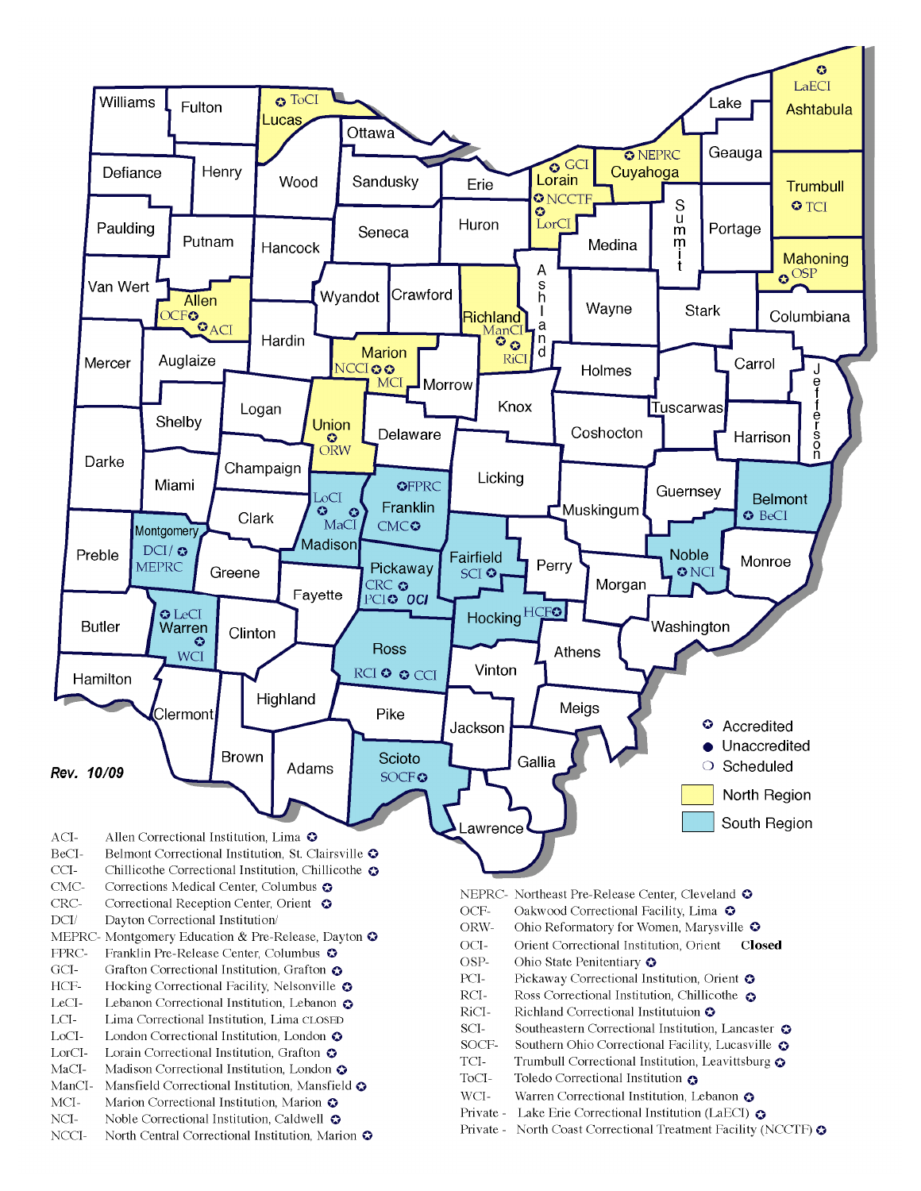Rev. 10/09

- Accredited
- Unaccredited
- Scheduled
- North Region
- South Region

ACI- Allen Correctional Institution, Lima
BeCI- Belmont Correctional Institution, St. Clairsville
CCI- Chillicothe Correctional Institution, Chillicothe
CMC- Corrections Medical Center, Columbus
CRC- Correctional Reception Center, Orient
DCI/ Dayton Correctional Institution/
MEPRC- Montgomery Education & Pre-Release, Dayton
FPRC- Franklin Pre-Release Center, Columbus
GCI- Grafton Correctional Institution, Grafton
HCF- Hocking Correctional Facility, Nelsonville
LeCI- Lebanon Correctional Institution, Lebanon
LCI- Lima Correctional Institution, Lima CLOSED
LoCI- London Correctional Institution, London
LorCI- Lorain Correctional Institution, Grafton
MaCI- Madison Correctional Institution, London
ManCI- Mansfield Correctional Institution, Mansfield
MCI- Marion Correctional Institution, Marion
NCI- Noble Correctional Institution, Caldwell
NCCI- North Central Correctional Institution, Marion

NEPRC- Northeast Pre-Release Center, Cleveland
OCF- Oakwood Correctional Facility, Lima
ORW- Ohio Reformatory for Women, Marysville
OCI- Orient Correctional Institution, Orient **Closed**
OSP- Ohio State Penitentiary
PCI- Pickaway Correctional Institution, Orient
RCI- Ross Correctional Institution, Chillicothe
RiCI- Richland Correctional Instituttuion
SCI- Southeastern Correctional Institution, Lancaster
SOCF- Southern Ohio Correctional Facility, Lucasville
TCI- Trumbull Correctional Institution, Leavittsburg
ToCI- Toledo Correctional Institution
WCI- Warren Correctional Institution, Lebanon
Private - Lake Erie Correctional Institution (LaECI)
Private - North Coast Correctional Treatment Facility (NCCTF)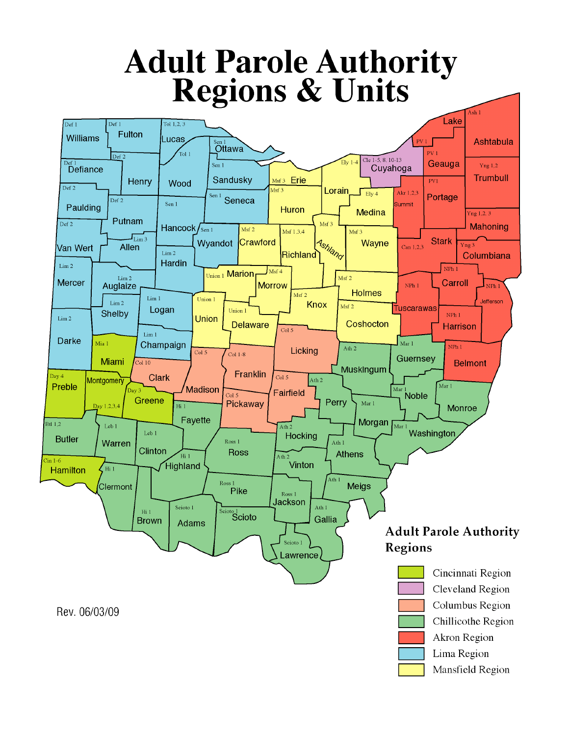# Adult Parole Authority Regions & Units

Def 1 Williams
Def 1 Fulton
Tol 1,2, 3 Lucas
Sen 1 Ottawa
Def 1 Defiance
Def 2 Henry
Tol 1 Wood
Sen 1 Sandusky
Msf 3 Erie
Ely 1-4 Lorain
Cle 1-5, 8, 10-13 Cuyahoga
PV 1 Lake
Ash 1 Ashtabula
PV 1 Geauga
Yng 1,2 Trumbull
Def 2 Paulding
Def 2 Putnam
Sen 1 Hancock
Sen 1 Seneca
Msf 3 Huron
Ely 4 Medina
Akr 1,2,3 Summit
PV1 Portage
Yng 1, 2, 3 Mahoning
Def 2 Van Wert
Lim 3 Allen
Sen 1 Wyandot
Msf 2 Crawford
Msf 1,3,4 Richland
Msf 3 Ashland
Msf 3 Wayne
Can 1,2,3 Stark
Yng 3 Columbiana
Lim 2 Mercer
Lim 2 Auglaize
Lim 2 Hardin
Union 1 Marion
Msf 4 Morrow
Msf 2 Holmes
NPh 1 Tuscarawas
NPh 1 Carroll
NPh 1 Jefferson
Lim 2 Shelby
Lim 1 Logan
Union 1 Union
Union 1 Delaware
Msf 2 Knox
Msf 2 Coshocton
NPh 1 Harrison
Lim 2 Darke
Mia 1 Miami
Lim 1 Champaign
Col 5 Licking
Ath 2 Muskingum
Mar 1 Guernsey
NPh 1 Belmont
Day 4 Preble
Montgomery Day 1,2,3,4
Col 10 Clark
Col 5 Madison
Col 1-8 Franklin
Col 5 Fairfield
Ath 2 Perry
Mar 1 Noble
Mar 1 Monroe
Day 3 Greene
Col 5 Pickaway
Hi 1 Fayette
Mar 1 Morgan
Mar 1 Washington
Btl 1,2 Butler
Leb 1 Warren
Leb 1 Clinton
Ross 1 Ross
Ath 2 Hocking
Ath 1 Athens
Cin 1-6 Hamilton
Hi 1 Clermont
Hi 1 Highland
Ath 2 Vinton
Ath 1 Meigs
Ross 1 Pike
Ross 1 Jackson
Ath 1 Gallia
Hi 1 Brown
Scioto 1 Adams
Scioto 1 Scioto
Scioto 1 Lawrence

**Adult Parole Authority Regions**

- Cincinnati Region
- Cleveland Region
- Columbus Region
- Chillicothe Region
- Akron Region
- Lima Region
- Mansfield Region

Rev. 06/03/09